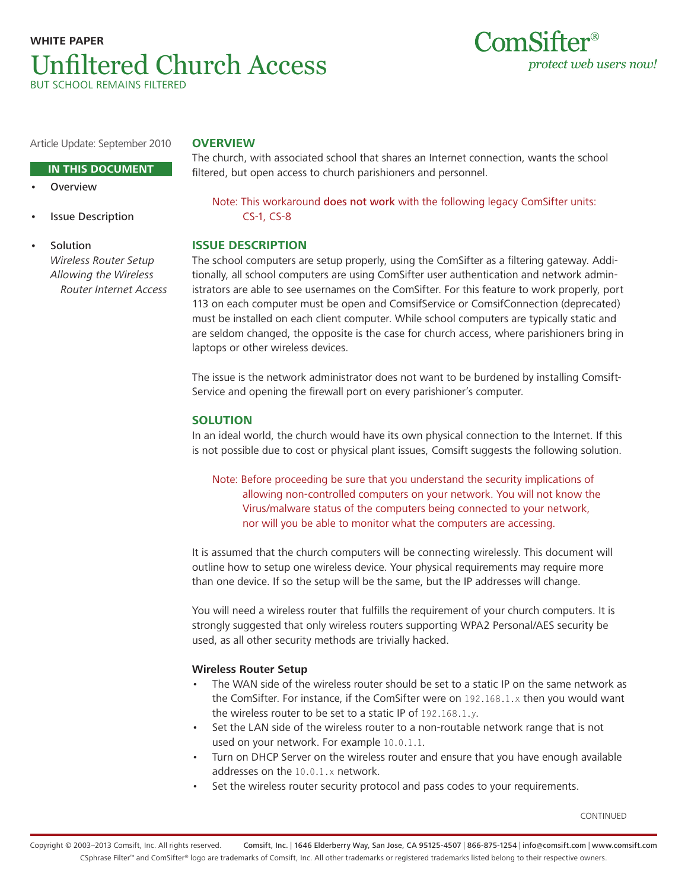**WHITE PAPER**

# Unfiltered Church Access

BUT SCHOOL REMAINS FILTERED

ComSifter®
*protect web users now!*

Article Update: September 2010

**IN THIS DOCUMENT**

- Overview
- Issue Description
- Solution
  *Wireless Router Setup*
  *Allowing the Wireless Router Internet Access*

## OVERVIEW

The church, with associated school that shares an Internet connection, wants the school filtered, but open access to church parishioners and personnel.

> Note: This workaround does not work with the following legacy ComSifter units: CS-1, CS-8

## ISSUE DESCRIPTION

The school computers are setup properly, using the ComSifter as a filtering gateway. Additionally, all school computers are using ComSifter user authentication and network administrators are able to see usernames on the ComSifter. For this feature to work properly, port 113 on each computer must be open and ComsifService or ComsifConnection (deprecated) must be installed on each client computer. While school computers are typically static and are seldom changed, the opposite is the case for church access, where parishioners bring in laptops or other wireless devices.

The issue is the network administrator does not want to be burdened by installing ComsiftService and opening the firewall port on every parishioner's computer.

## SOLUTION

In an ideal world, the church would have its own physical connection to the Internet. If this is not possible due to cost or physical plant issues, Comsift suggests the following solution.

> Note: Before proceeding be sure that you understand the security implications of allowing non-controlled computers on your network. You will not know the Virus/malware status of the computers being connected to your network, nor will you be able to monitor what the computers are accessing.

It is assumed that the church computers will be connecting wirelessly. This document will outline how to setup one wireless device. Your physical requirements may require more than one device. If so the setup will be the same, but the IP addresses will change.

You will need a wireless router that fulfills the requirement of your church computers. It is strongly suggested that only wireless routers supporting WPA2 Personal/AES security be used, as all other security methods are trivially hacked.

### Wireless Router Setup

- The WAN side of the wireless router should be set to a static IP on the same network as the ComSifter. For instance, if the ComSifter were on `192.168.1.x` then you would want the wireless router to be set to a static IP of `192.168.1.y`.
- Set the LAN side of the wireless router to a non-routable network range that is not used on your network. For example `10.0.1.1`.
- Turn on DHCP Server on the wireless router and ensure that you have enough available addresses on the `10.0.1.x` network.
- Set the wireless router security protocol and pass codes to your requirements.

CONTINUED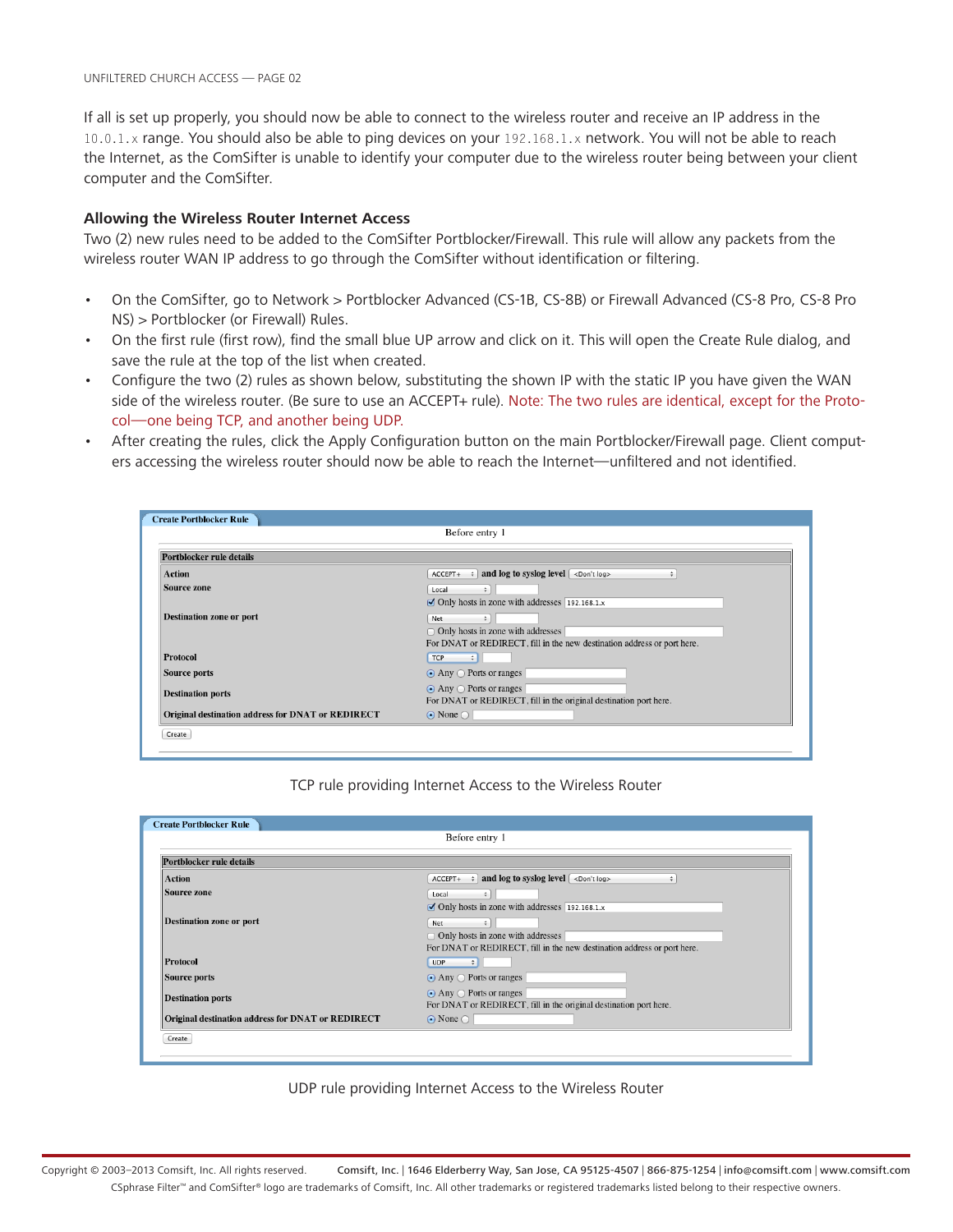If all is set up properly, you should now be able to connect to the wireless router and receive an IP address in the `10.0.1.x` range. You should also be able to ping devices on your `192.168.1.x` network. You will not be able to reach the Internet, as the ComSifter is unable to identify your computer due to the wireless router being between your client computer and the ComSifter.

### Allowing the Wireless Router Internet Access

Two (2) new rules need to be added to the ComSifter Portblocker/Firewall. This rule will allow any packets from the wireless router WAN IP address to go through the ComSifter without identification or filtering.

- On the ComSifter, go to Network > Portblocker Advanced (CS-1B, CS-8B) or Firewall Advanced (CS-8 Pro, CS-8 Pro NS) > Portblocker (or Firewall) Rules.
- On the first rule (first row), find the small blue UP arrow and click on it. This will open the Create Rule dialog, and save the rule at the top of the list when created.
- Configure the two (2) rules as shown below, substituting the shown IP with the static IP you have given the WAN side of the wireless router. (Be sure to use an ACCEPT+ rule). Note: The two rules are identical, except for the Protocol—one being TCP, and another being UDP.
- After creating the rules, click the Apply Configuration button on the main Portblocker/Firewall page. Client computers accessing the wireless router should now be able to reach the Internet—unfiltered and not identified.

**Create Portblocker Rule**

Before entry 1

| Portblocker rule details | |
|---|---|
| Action | ACCEPT+ and log to syslog level <Don't log> |
| Source zone | Local; ☑ Only hosts in zone with addresses 192.168.1.x |
| Destination zone or port | Net; ☐ Only hosts in zone with addresses; For DNAT or REDIRECT, fill in the new destination address or port here. |
| Protocol | TCP |
| Source ports | ⦿ Any ○ Ports or ranges |
| Destination ports | ⦿ Any ○ Ports or ranges; For DNAT or REDIRECT, fill in the original destination port here. |
| Original destination address for DNAT or REDIRECT | ⦿ None ○ |

Create

TCP rule providing Internet Access to the Wireless Router

**Create Portblocker Rule**

Before entry 1

| Portblocker rule details | |
|---|---|
| Action | ACCEPT+ and log to syslog level <Don't log> |
| Source zone | Local; ☑ Only hosts in zone with addresses 192.168.1.x |
| Destination zone or port | Net; ☐ Only hosts in zone with addresses; For DNAT or REDIRECT, fill in the new destination address or port here. |
| Protocol | UDP |
| Source ports | ⦿ Any ○ Ports or ranges |
| Destination ports | ⦿ Any ○ Ports or ranges; For DNAT or REDIRECT, fill in the original destination port here. |
| Original destination address for DNAT or REDIRECT | ⦿ None ○ |

Create

UDP rule providing Internet Access to the Wireless Router